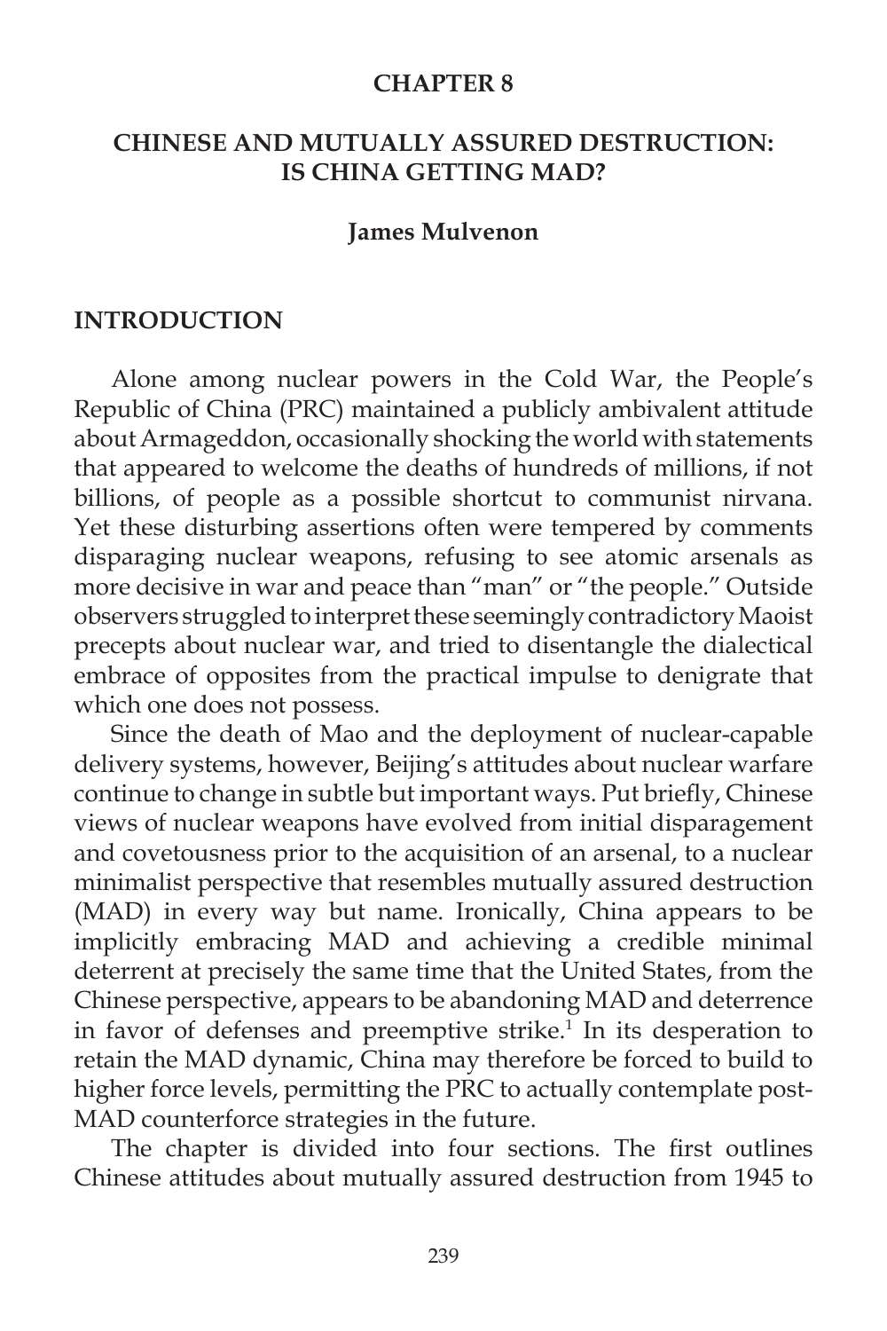## CHAPTER 8

## CHINESE AND MUTUALLY ASSURED DESTRUCTION: IS CHINA GETTING MAD?

### James Mulvenon

## INTRODUCTION

Alone among nuclear powers in the Cold War, the People's Republic of China (PRC) maintained a publicly ambivalent attitude about Armageddon, occasionally shocking the world with statements that appeared to welcome the deaths of hundreds of millions, if not billions, of people as a possible shortcut to communist nirvana. Yet these disturbing assertions often were tempered by comments disparaging nuclear weapons, refusing to see atomic arsenals as more decisive in war and peace than "man" or "the people." Outside observers struggled to interpret these seemingly contradictory Maoist precepts about nuclear war, and tried to disentangle the dialectical embrace of opposites from the practical impulse to denigrate that which one does not possess.

Since the death of Mao and the deployment of nuclear-capable delivery systems, however, Beijing's attitudes about nuclear warfare continue to change in subtle but important ways. Put briefly, Chinese views of nuclear weapons have evolved from initial disparagement and covetousness prior to the acquisition of an arsenal, to a nuclear minimalist perspective that resembles mutually assured destruction (MAD) in every way but name. Ironically, China appears to be implicitly embracing MAD and achieving a credible minimal deterrent at precisely the same time that the United States, from the Chinese perspective, appears to be abandoning MAD and deterrence in favor of defenses and preemptive strike.[1] In its desperation to retain the MAD dynamic, China may therefore be forced to build to higher force levels, permitting the PRC to actually contemplate post-MAD counterforce strategies in the future.

The chapter is divided into four sections. The first outlines Chinese attitudes about mutually assured destruction from 1945 to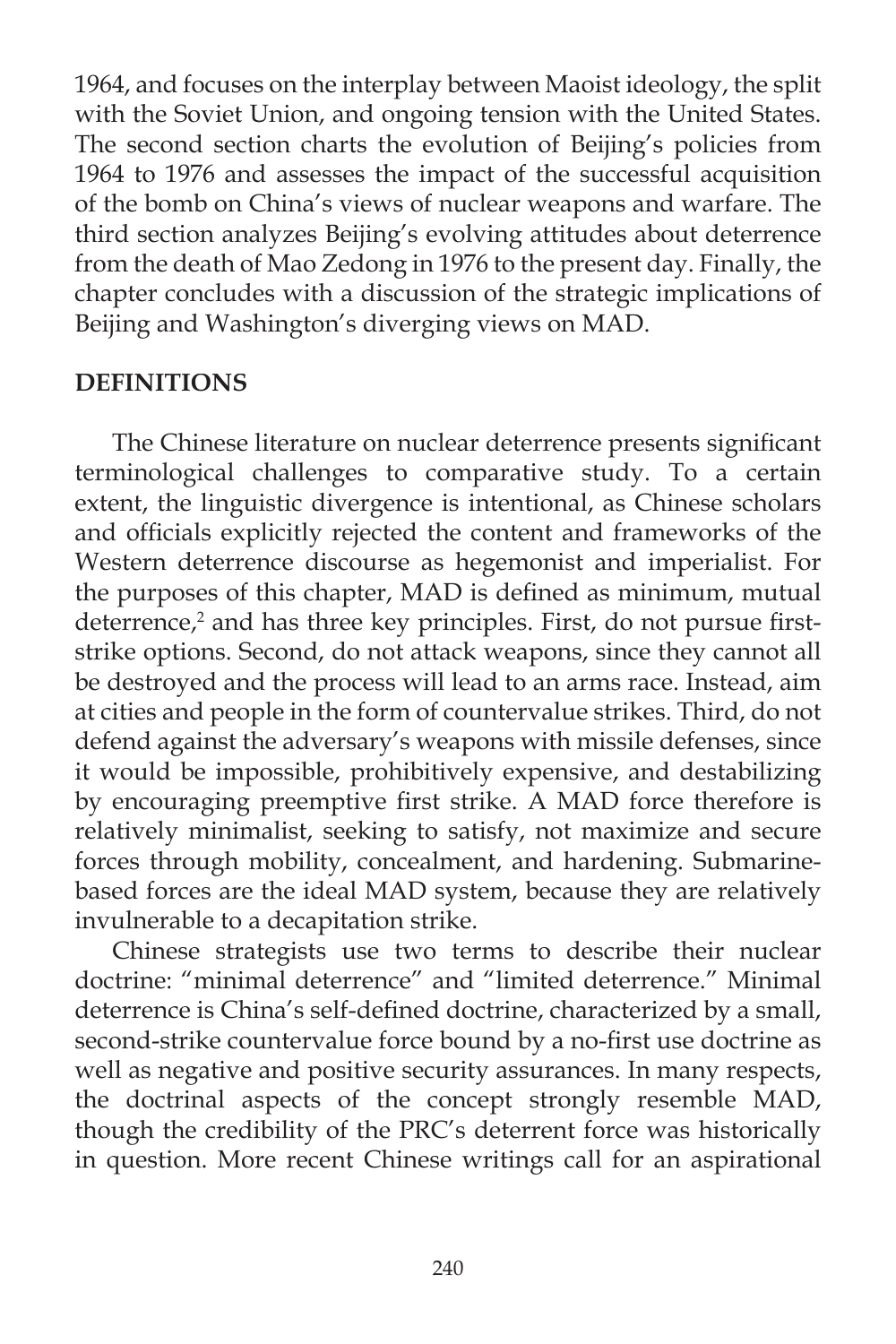1964, and focuses on the interplay between Maoist ideology, the split with the Soviet Union, and ongoing tension with the United States. The second section charts the evolution of Beijing's policies from 1964 to 1976 and assesses the impact of the successful acquisition of the bomb on China's views of nuclear weapons and warfare. The third section analyzes Beijing's evolving attitudes about deterrence from the death of Mao Zedong in 1976 to the present day. Finally, the chapter concludes with a discussion of the strategic implications of Beijing and Washington's diverging views on MAD.

## DEFINITIONS

The Chinese literature on nuclear deterrence presents significant terminological challenges to comparative study. To a certain extent, the linguistic divergence is intentional, as Chinese scholars and officials explicitly rejected the content and frameworks of the Western deterrence discourse as hegemonist and imperialist. For the purposes of this chapter, MAD is defined as minimum, mutual deterrence,[2] and has three key principles. First, do not pursue first-strike options. Second, do not attack weapons, since they cannot all be destroyed and the process will lead to an arms race. Instead, aim at cities and people in the form of countervalue strikes. Third, do not defend against the adversary's weapons with missile defenses, since it would be impossible, prohibitively expensive, and destabilizing by encouraging preemptive first strike. A MAD force therefore is relatively minimalist, seeking to satisfy, not maximize and secure forces through mobility, concealment, and hardening. Submarine-based forces are the ideal MAD system, because they are relatively invulnerable to a decapitation strike.

Chinese strategists use two terms to describe their nuclear doctrine: "minimal deterrence" and "limited deterrence." Minimal deterrence is China's self-defined doctrine, characterized by a small, second-strike countervalue force bound by a no-first use doctrine as well as negative and positive security assurances. In many respects, the doctrinal aspects of the concept strongly resemble MAD, though the credibility of the PRC's deterrent force was historically in question. More recent Chinese writings call for an aspirational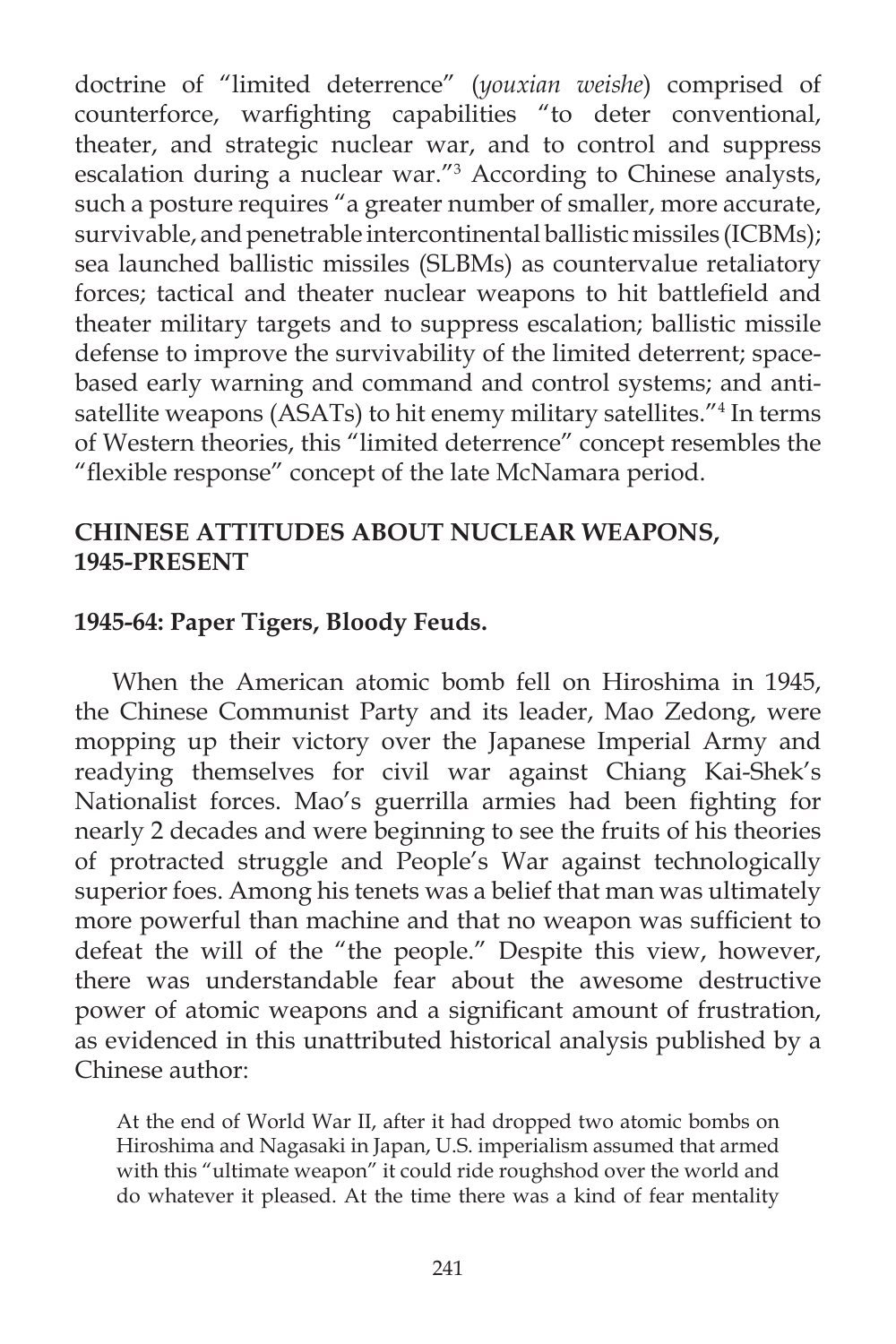doctrine of "limited deterrence" (*youxian weishe*) comprised of counterforce, warfighting capabilities "to deter conventional, theater, and strategic nuclear war, and to control and suppress escalation during a nuclear war."[3] According to Chinese analysts, such a posture requires "a greater number of smaller, more accurate, survivable, and penetrable intercontinental ballistic missiles (ICBMs); sea launched ballistic missiles (SLBMs) as countervalue retaliatory forces; tactical and theater nuclear weapons to hit battlefield and theater military targets and to suppress escalation; ballistic missile defense to improve the survivability of the limited deterrent; space-based early warning and command and control systems; and anti-satellite weapons (ASATs) to hit enemy military satellites."[4] In terms of Western theories, this "limited deterrence" concept resembles the "flexible response" concept of the late McNamara period.

## CHINESE ATTITUDES ABOUT NUCLEAR WEAPONS, 1945-PRESENT

### 1945-64: Paper Tigers, Bloody Feuds.

When the American atomic bomb fell on Hiroshima in 1945, the Chinese Communist Party and its leader, Mao Zedong, were mopping up their victory over the Japanese Imperial Army and readying themselves for civil war against Chiang Kai-Shek's Nationalist forces. Mao's guerrilla armies had been fighting for nearly 2 decades and were beginning to see the fruits of his theories of protracted struggle and People's War against technologically superior foes. Among his tenets was a belief that man was ultimately more powerful than machine and that no weapon was sufficient to defeat the will of the "the people." Despite this view, however, there was understandable fear about the awesome destructive power of atomic weapons and a significant amount of frustration, as evidenced in this unattributed historical analysis published by a Chinese author:

> At the end of World War II, after it had dropped two atomic bombs on Hiroshima and Nagasaki in Japan, U.S. imperialism assumed that armed with this "ultimate weapon" it could ride roughshod over the world and do whatever it pleased. At the time there was a kind of fear mentality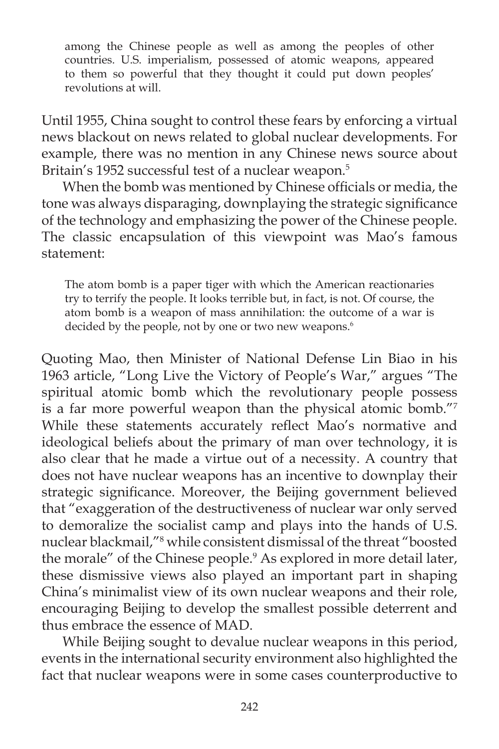> among the Chinese people as well as among the peoples of other countries. U.S. imperialism, possessed of atomic weapons, appeared to them so powerful that they thought it could put down peoples' revolutions at will.

Until 1955, China sought to control these fears by enforcing a virtual news blackout on news related to global nuclear developments. For example, there was no mention in any Chinese news source about Britain's 1952 successful test of a nuclear weapon.[5]

When the bomb was mentioned by Chinese officials or media, the tone was always disparaging, downplaying the strategic significance of the technology and emphasizing the power of the Chinese people. The classic encapsulation of this viewpoint was Mao's famous statement:

> The atom bomb is a paper tiger with which the American reactionaries try to terrify the people. It looks terrible but, in fact, is not. Of course, the atom bomb is a weapon of mass annihilation: the outcome of a war is decided by the people, not by one or two new weapons.[6]

Quoting Mao, then Minister of National Defense Lin Biao in his 1963 article, "Long Live the Victory of People's War," argues "The spiritual atomic bomb which the revolutionary people possess is a far more powerful weapon than the physical atomic bomb."[7] While these statements accurately reflect Mao's normative and ideological beliefs about the primary of man over technology, it is also clear that he made a virtue out of a necessity. A country that does not have nuclear weapons has an incentive to downplay their strategic significance. Moreover, the Beijing government believed that "exaggeration of the destructiveness of nuclear war only served to demoralize the socialist camp and plays into the hands of U.S. nuclear blackmail,"[8] while consistent dismissal of the threat "boosted the morale" of the Chinese people.[9] As explored in more detail later, these dismissive views also played an important part in shaping China's minimalist view of its own nuclear weapons and their role, encouraging Beijing to develop the smallest possible deterrent and thus embrace the essence of MAD.

While Beijing sought to devalue nuclear weapons in this period, events in the international security environment also highlighted the fact that nuclear weapons were in some cases counterproductive to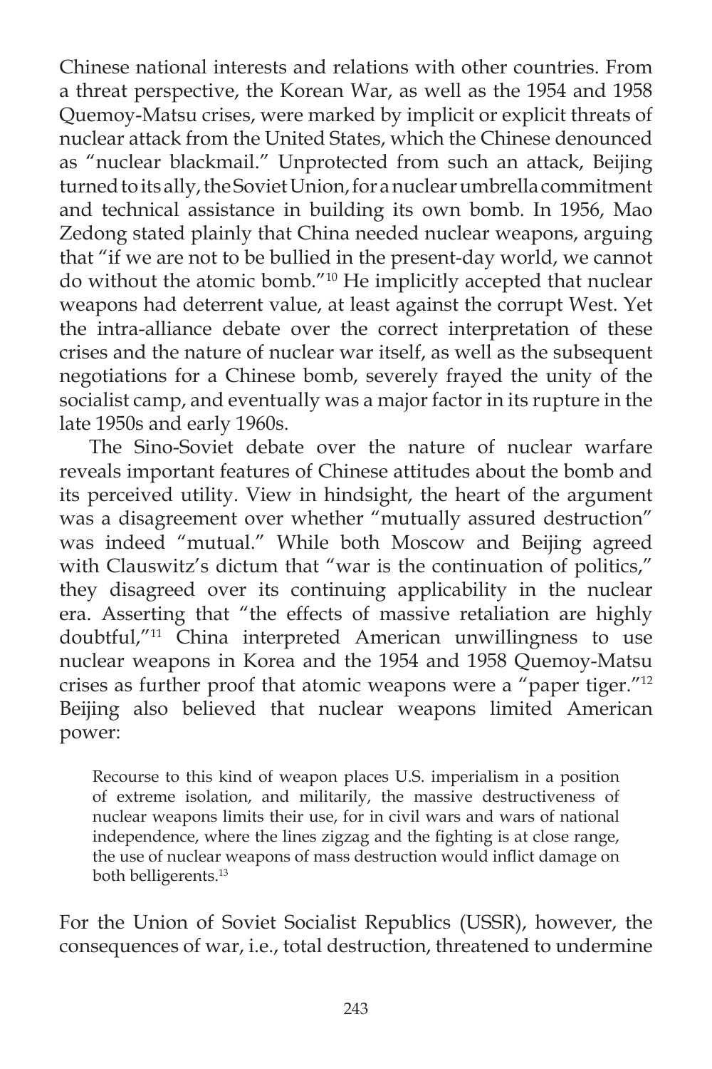Chinese national interests and relations with other countries. From a threat perspective, the Korean War, as well as the 1954 and 1958 Quemoy-Matsu crises, were marked by implicit or explicit threats of nuclear attack from the United States, which the Chinese denounced as "nuclear blackmail." Unprotected from such an attack, Beijing turned to its ally, the Soviet Union, for a nuclear umbrella commitment and technical assistance in building its own bomb. In 1956, Mao Zedong stated plainly that China needed nuclear weapons, arguing that "if we are not to be bullied in the present-day world, we cannot do without the atomic bomb."[10] He implicitly accepted that nuclear weapons had deterrent value, at least against the corrupt West. Yet the intra-alliance debate over the correct interpretation of these crises and the nature of nuclear war itself, as well as the subsequent negotiations for a Chinese bomb, severely frayed the unity of the socialist camp, and eventually was a major factor in its rupture in the late 1950s and early 1960s.

The Sino-Soviet debate over the nature of nuclear warfare reveals important features of Chinese attitudes about the bomb and its perceived utility. View in hindsight, the heart of the argument was a disagreement over whether "mutually assured destruction" was indeed "mutual." While both Moscow and Beijing agreed with Clauswitz's dictum that "war is the continuation of politics," they disagreed over its continuing applicability in the nuclear era. Asserting that "the effects of massive retaliation are highly doubtful,"[11] China interpreted American unwillingness to use nuclear weapons in Korea and the 1954 and 1958 Quemoy-Matsu crises as further proof that atomic weapons were a "paper tiger."[12] Beijing also believed that nuclear weapons limited American power:

> Recourse to this kind of weapon places U.S. imperialism in a position of extreme isolation, and militarily, the massive destructiveness of nuclear weapons limits their use, for in civil wars and wars of national independence, where the lines zigzag and the fighting is at close range, the use of nuclear weapons of mass destruction would inflict damage on both belligerents.[13]

For the Union of Soviet Socialist Republics (USSR), however, the consequences of war, i.e., total destruction, threatened to undermine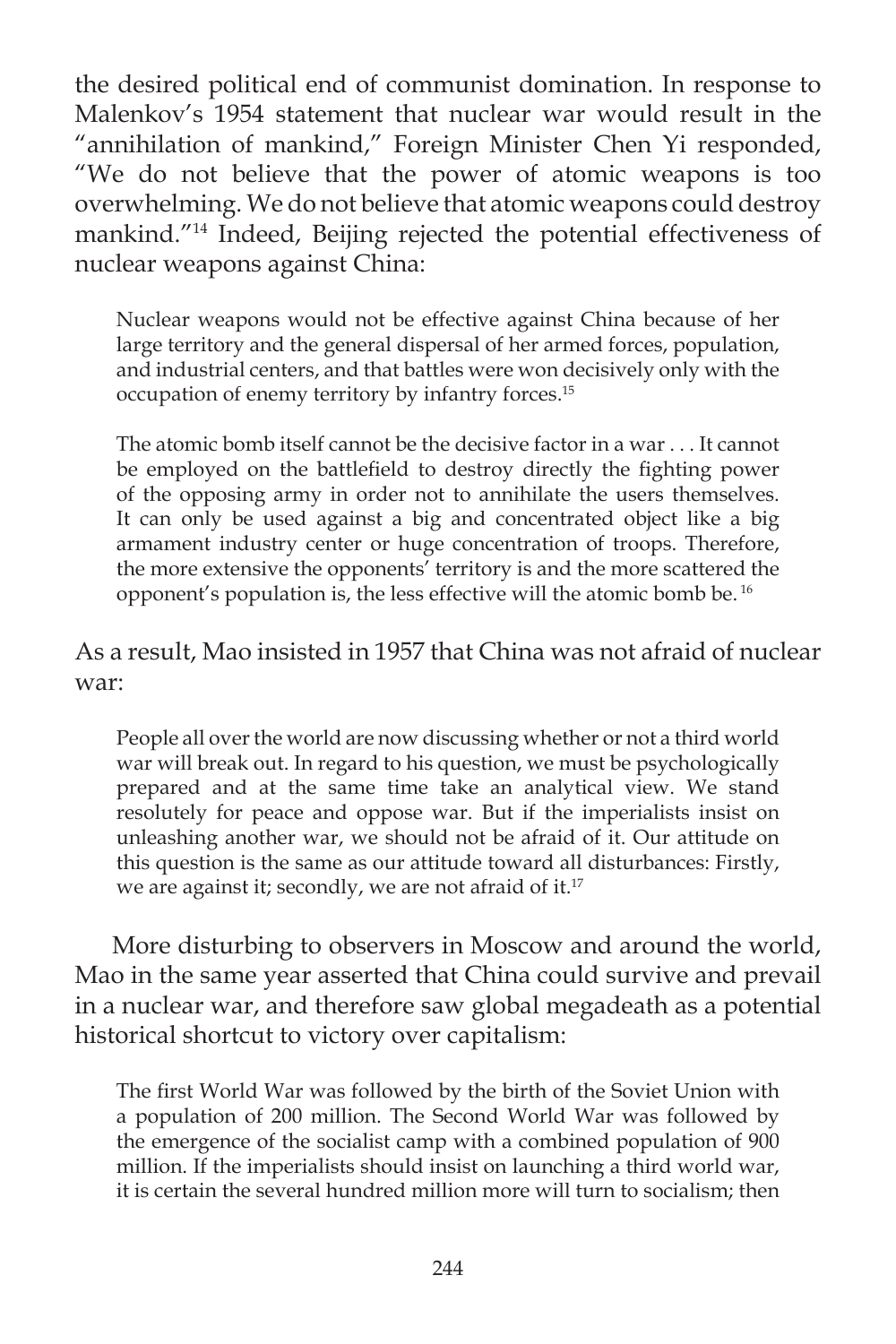the desired political end of communist domination. In response to Malenkov's 1954 statement that nuclear war would result in the "annihilation of mankind," Foreign Minister Chen Yi responded, "We do not believe that the power of atomic weapons is too overwhelming. We do not believe that atomic weapons could destroy mankind."[14] Indeed, Beijing rejected the potential effectiveness of nuclear weapons against China:

> Nuclear weapons would not be effective against China because of her large territory and the general dispersal of her armed forces, population, and industrial centers, and that battles were won decisively only with the occupation of enemy territory by infantry forces.[15]
>
> The atomic bomb itself cannot be the decisive factor in a war . . . It cannot be employed on the battlefield to destroy directly the fighting power of the opposing army in order not to annihilate the users themselves. It can only be used against a big and concentrated object like a big armament industry center or huge concentration of troops. Therefore, the more extensive the opponents' territory is and the more scattered the opponent's population is, the less effective will the atomic bomb be.[16]

As a result, Mao insisted in 1957 that China was not afraid of nuclear war:

> People all over the world are now discussing whether or not a third world war will break out. In regard to his question, we must be psychologically prepared and at the same time take an analytical view. We stand resolutely for peace and oppose war. But if the imperialists insist on unleashing another war, we should not be afraid of it. Our attitude on this question is the same as our attitude toward all disturbances: Firstly, we are against it; secondly, we are not afraid of it.[17]

More disturbing to observers in Moscow and around the world, Mao in the same year asserted that China could survive and prevail in a nuclear war, and therefore saw global megadeath as a potential historical shortcut to victory over capitalism:

> The first World War was followed by the birth of the Soviet Union with a population of 200 million. The Second World War was followed by the emergence of the socialist camp with a combined population of 900 million. If the imperialists should insist on launching a third world war, it is certain the several hundred million more will turn to socialism; then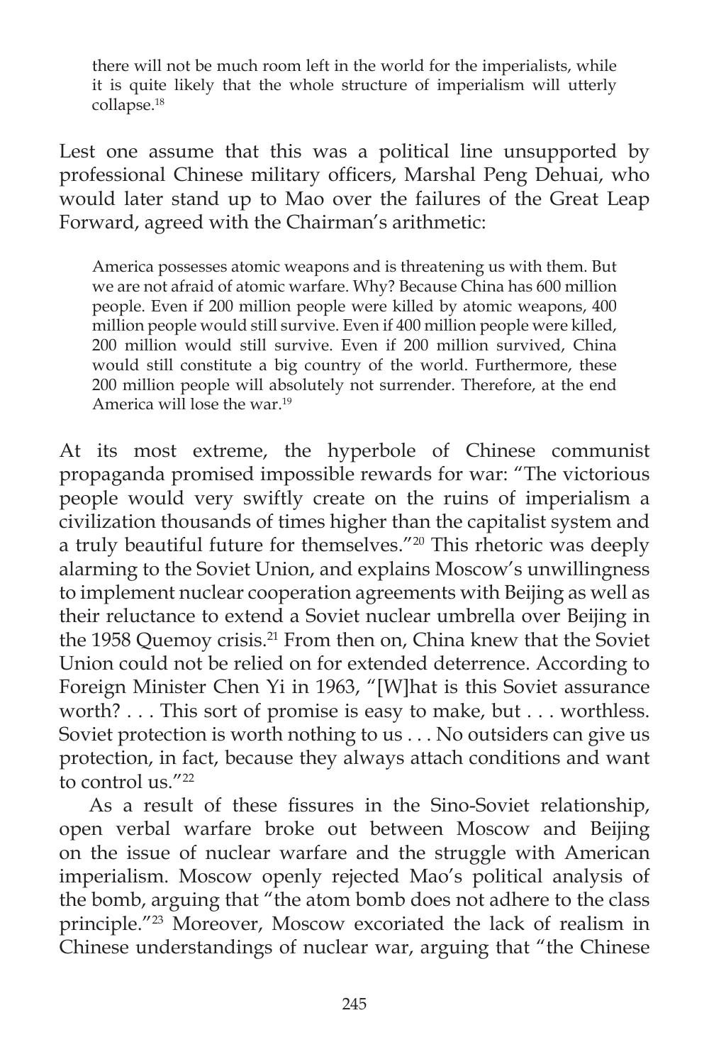> there will not be much room left in the world for the imperialists, while it is quite likely that the whole structure of imperialism will utterly collapse.[18]

Lest one assume that this was a political line unsupported by professional Chinese military officers, Marshal Peng Dehuai, who would later stand up to Mao over the failures of the Great Leap Forward, agreed with the Chairman's arithmetic:

> America possesses atomic weapons and is threatening us with them. But we are not afraid of atomic warfare. Why? Because China has 600 million people. Even if 200 million people were killed by atomic weapons, 400 million people would still survive. Even if 400 million people were killed, 200 million would still survive. Even if 200 million survived, China would still constitute a big country of the world. Furthermore, these 200 million people will absolutely not surrender. Therefore, at the end America will lose the war.[19]

At its most extreme, the hyperbole of Chinese communist propaganda promised impossible rewards for war: "The victorious people would very swiftly create on the ruins of imperialism a civilization thousands of times higher than the capitalist system and a truly beautiful future for themselves."[20] This rhetoric was deeply alarming to the Soviet Union, and explains Moscow's unwillingness to implement nuclear cooperation agreements with Beijing as well as their reluctance to extend a Soviet nuclear umbrella over Beijing in the 1958 Quemoy crisis.[21] From then on, China knew that the Soviet Union could not be relied on for extended deterrence. According to Foreign Minister Chen Yi in 1963, "[W]hat is this Soviet assurance worth? . . . This sort of promise is easy to make, but . . . worthless. Soviet protection is worth nothing to us . . . No outsiders can give us protection, in fact, because they always attach conditions and want to control us."[22]

As a result of these fissures in the Sino-Soviet relationship, open verbal warfare broke out between Moscow and Beijing on the issue of nuclear warfare and the struggle with American imperialism. Moscow openly rejected Mao's political analysis of the bomb, arguing that "the atom bomb does not adhere to the class principle."[23] Moreover, Moscow excoriated the lack of realism in Chinese understandings of nuclear war, arguing that "the Chinese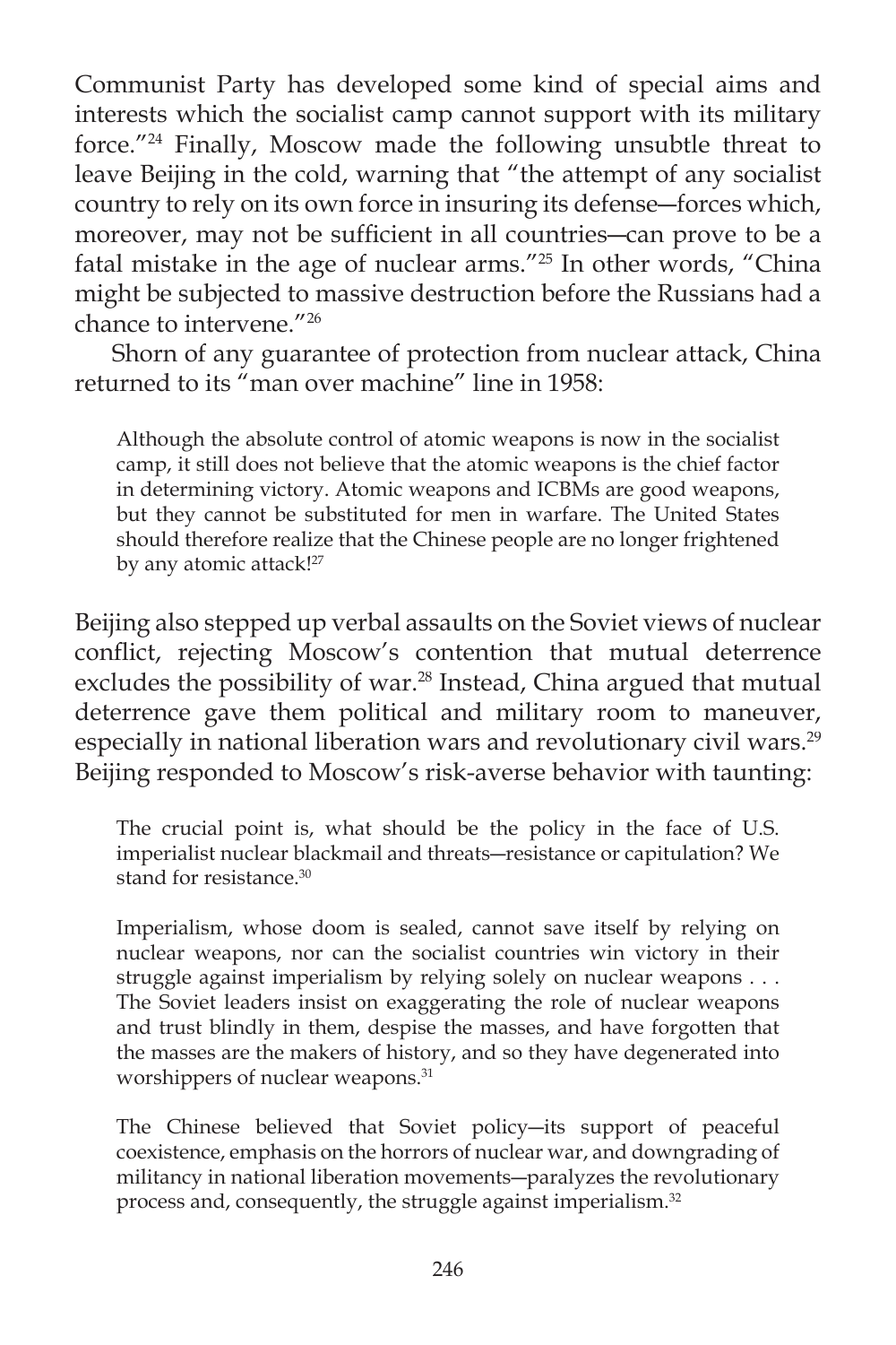Communist Party has developed some kind of special aims and interests which the socialist camp cannot support with its military force."[24] Finally, Moscow made the following unsubtle threat to leave Beijing in the cold, warning that "the attempt of any socialist country to rely on its own force in insuring its defense—forces which, moreover, may not be sufficient in all countries—can prove to be a fatal mistake in the age of nuclear arms."[25] In other words, "China might be subjected to massive destruction before the Russians had a chance to intervene."[26]

Shorn of any guarantee of protection from nuclear attack, China returned to its "man over machine" line in 1958:

> Although the absolute control of atomic weapons is now in the socialist camp, it still does not believe that the atomic weapons is the chief factor in determining victory. Atomic weapons and ICBMs are good weapons, but they cannot be substituted for men in warfare. The United States should therefore realize that the Chinese people are no longer frightened by any atomic attack![27]

Beijing also stepped up verbal assaults on the Soviet views of nuclear conflict, rejecting Moscow's contention that mutual deterrence excludes the possibility of war.[28] Instead, China argued that mutual deterrence gave them political and military room to maneuver, especially in national liberation wars and revolutionary civil wars.[29] Beijing responded to Moscow's risk-averse behavior with taunting:

> The crucial point is, what should be the policy in the face of U.S. imperialist nuclear blackmail and threats—resistance or capitulation? We stand for resistance.[30]

> Imperialism, whose doom is sealed, cannot save itself by relying on nuclear weapons, nor can the socialist countries win victory in their struggle against imperialism by relying solely on nuclear weapons . . . The Soviet leaders insist on exaggerating the role of nuclear weapons and trust blindly in them, despise the masses, and have forgotten that the masses are the makers of history, and so they have degenerated into worshippers of nuclear weapons.[31]

> The Chinese believed that Soviet policy—its support of peaceful coexistence, emphasis on the horrors of nuclear war, and downgrading of militancy in national liberation movements—paralyzes the revolutionary process and, consequently, the struggle against imperialism.[32]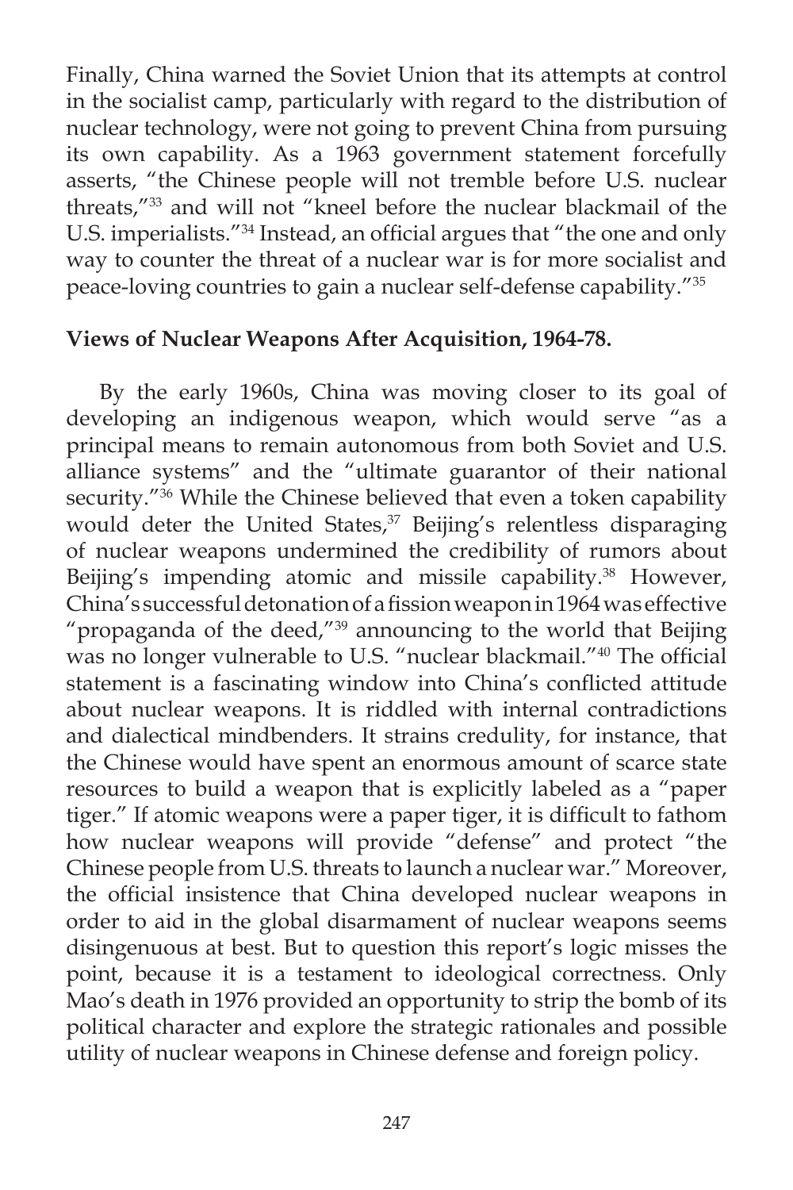Finally, China warned the Soviet Union that its attempts at control in the socialist camp, particularly with regard to the distribution of nuclear technology, were not going to prevent China from pursuing its own capability. As a 1963 government statement forcefully asserts, "the Chinese people will not tremble before U.S. nuclear threats,"[33] and will not "kneel before the nuclear blackmail of the U.S. imperialists."[34] Instead, an official argues that "the one and only way to counter the threat of a nuclear war is for more socialist and peace-loving countries to gain a nuclear self-defense capability."[35]

**Views of Nuclear Weapons After Acquisition, 1964-78.**

By the early 1960s, China was moving closer to its goal of developing an indigenous weapon, which would serve "as a principal means to remain autonomous from both Soviet and U.S. alliance systems" and the "ultimate guarantor of their national security."[36] While the Chinese believed that even a token capability would deter the United States,[37] Beijing's relentless disparaging of nuclear weapons undermined the credibility of rumors about Beijing's impending atomic and missile capability.[38] However, China's successful detonation of a fission weapon in 1964 was effective "propaganda of the deed,"[39] announcing to the world that Beijing was no longer vulnerable to U.S. "nuclear blackmail."[40] The official statement is a fascinating window into China's conflicted attitude about nuclear weapons. It is riddled with internal contradictions and dialectical mindbenders. It strains credulity, for instance, that the Chinese would have spent an enormous amount of scarce state resources to build a weapon that is explicitly labeled as a "paper tiger." If atomic weapons were a paper tiger, it is difficult to fathom how nuclear weapons will provide "defense" and protect "the Chinese people from U.S. threats to launch a nuclear war." Moreover, the official insistence that China developed nuclear weapons in order to aid in the global disarmament of nuclear weapons seems disingenuous at best. But to question this report's logic misses the point, because it is a testament to ideological correctness. Only Mao's death in 1976 provided an opportunity to strip the bomb of its political character and explore the strategic rationales and possible utility of nuclear weapons in Chinese defense and foreign policy.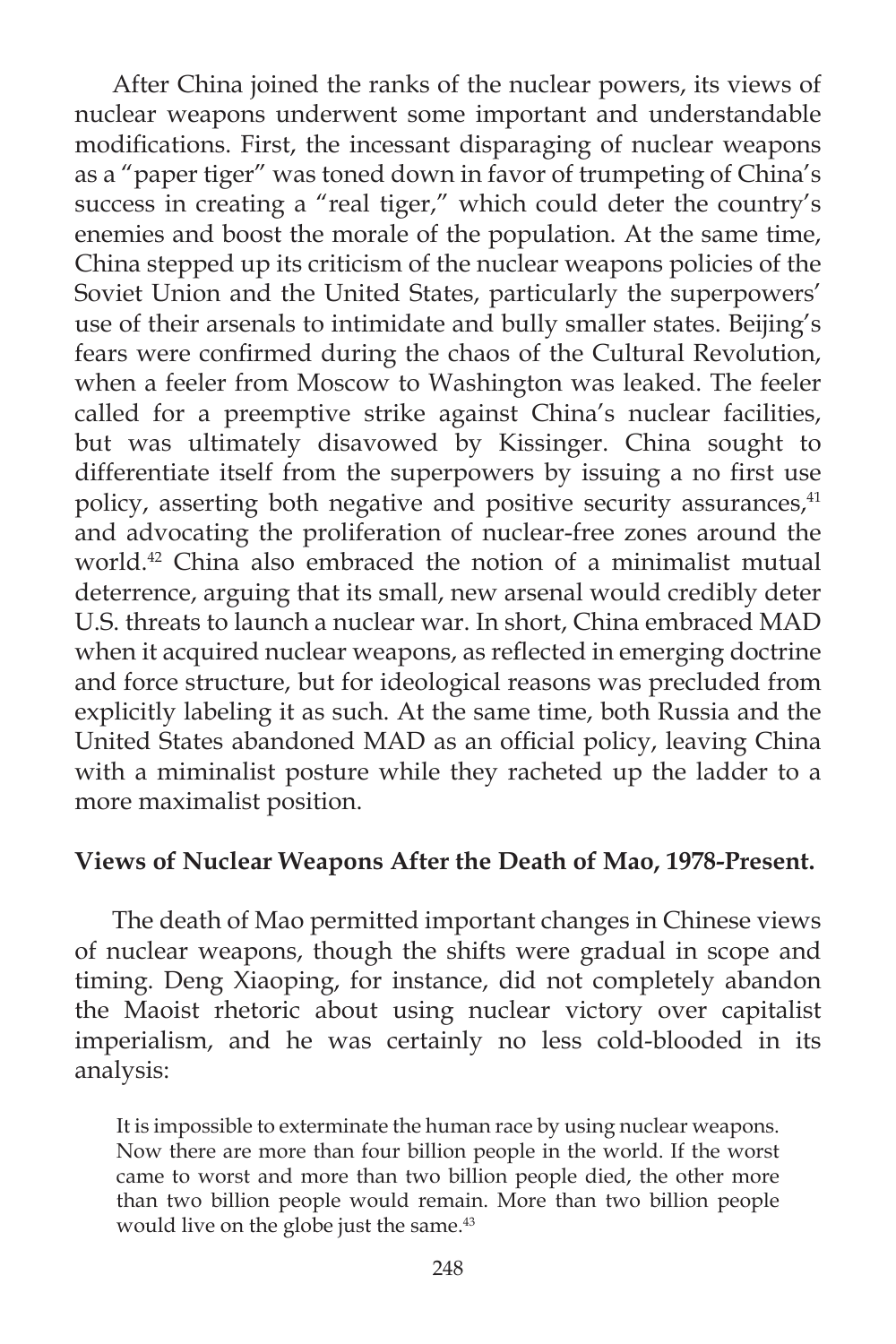After China joined the ranks of the nuclear powers, its views of nuclear weapons underwent some important and understandable modifications. First, the incessant disparaging of nuclear weapons as a "paper tiger" was toned down in favor of trumpeting of China's success in creating a "real tiger," which could deter the country's enemies and boost the morale of the population. At the same time, China stepped up its criticism of the nuclear weapons policies of the Soviet Union and the United States, particularly the superpowers' use of their arsenals to intimidate and bully smaller states. Beijing's fears were confirmed during the chaos of the Cultural Revolution, when a feeler from Moscow to Washington was leaked. The feeler called for a preemptive strike against China's nuclear facilities, but was ultimately disavowed by Kissinger. China sought to differentiate itself from the superpowers by issuing a no first use policy, asserting both negative and positive security assurances,[41] and advocating the proliferation of nuclear-free zones around the world.[42] China also embraced the notion of a minimalist mutual deterrence, arguing that its small, new arsenal would credibly deter U.S. threats to launch a nuclear war. In short, China embraced MAD when it acquired nuclear weapons, as reflected in emerging doctrine and force structure, but for ideological reasons was precluded from explicitly labeling it as such. At the same time, both Russia and the United States abandoned MAD as an official policy, leaving China with a miminalist posture while they racheted up the ladder to a more maximalist position.

**Views of Nuclear Weapons After the Death of Mao, 1978-Present.**

The death of Mao permitted important changes in Chinese views of nuclear weapons, though the shifts were gradual in scope and timing. Deng Xiaoping, for instance, did not completely abandon the Maoist rhetoric about using nuclear victory over capitalist imperialism, and he was certainly no less cold-blooded in its analysis:

> It is impossible to exterminate the human race by using nuclear weapons. Now there are more than four billion people in the world. If the worst came to worst and more than two billion people died, the other more than two billion people would remain. More than two billion people would live on the globe just the same.[43]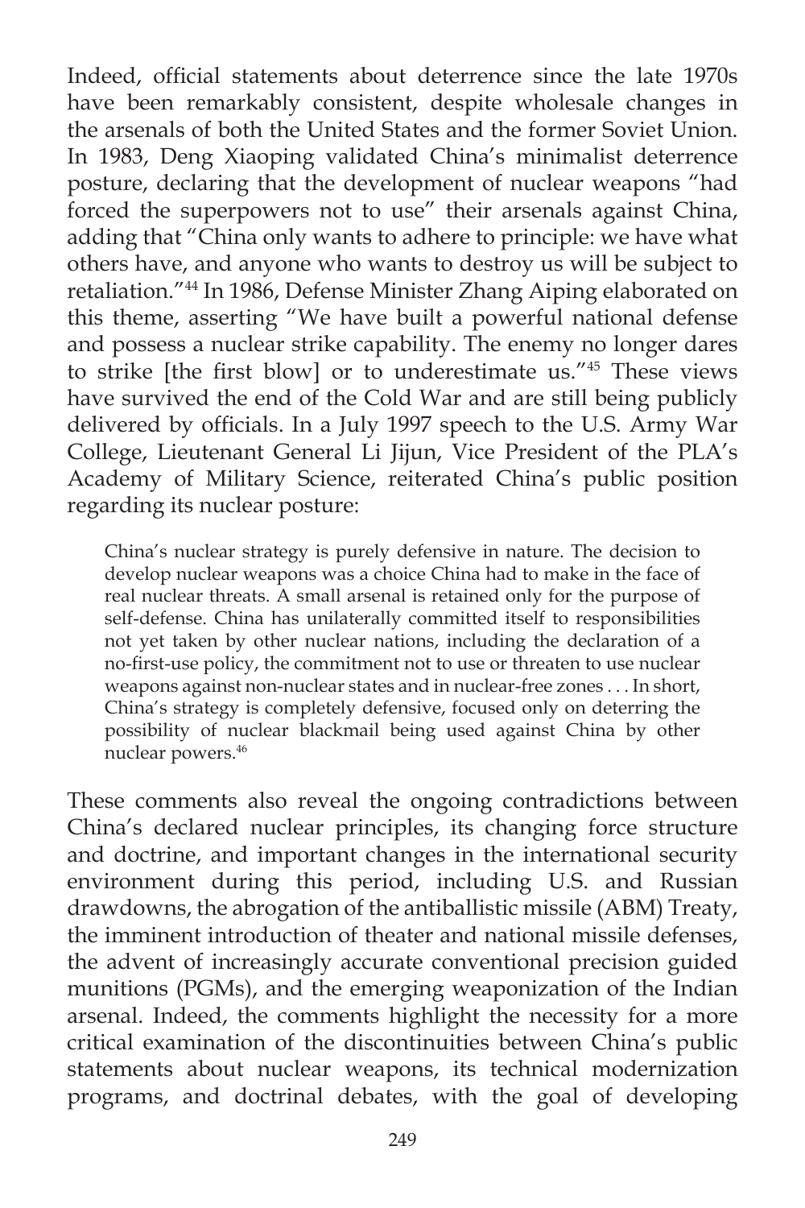Indeed, official statements about deterrence since the late 1970s have been remarkably consistent, despite wholesale changes in the arsenals of both the United States and the former Soviet Union. In 1983, Deng Xiaoping validated China's minimalist deterrence posture, declaring that the development of nuclear weapons "had forced the superpowers not to use" their arsenals against China, adding that "China only wants to adhere to principle: we have what others have, and anyone who wants to destroy us will be subject to retaliation."[44] In 1986, Defense Minister Zhang Aiping elaborated on this theme, asserting "We have built a powerful national defense and possess a nuclear strike capability. The enemy no longer dares to strike [the first blow] or to underestimate us."[45] These views have survived the end of the Cold War and are still being publicly delivered by officials. In a July 1997 speech to the U.S. Army War College, Lieutenant General Li Jijun, Vice President of the PLA's Academy of Military Science, reiterated China's public position regarding its nuclear posture:

> China's nuclear strategy is purely defensive in nature. The decision to develop nuclear weapons was a choice China had to make in the face of real nuclear threats. A small arsenal is retained only for the purpose of self-defense. China has unilaterally committed itself to responsibilities not yet taken by other nuclear nations, including the declaration of a no-first-use policy, the commitment not to use or threaten to use nuclear weapons against non-nuclear states and in nuclear-free zones . . . In short, China's strategy is completely defensive, focused only on deterring the possibility of nuclear blackmail being used against China by other nuclear powers.[46]

These comments also reveal the ongoing contradictions between China's declared nuclear principles, its changing force structure and doctrine, and important changes in the international security environment during this period, including U.S. and Russian drawdowns, the abrogation of the antiballistic missile (ABM) Treaty, the imminent introduction of theater and national missile defenses, the advent of increasingly accurate conventional precision guided munitions (PGMs), and the emerging weaponization of the Indian arsenal. Indeed, the comments highlight the necessity for a more critical examination of the discontinuities between China's public statements about nuclear weapons, its technical modernization programs, and doctrinal debates, with the goal of developing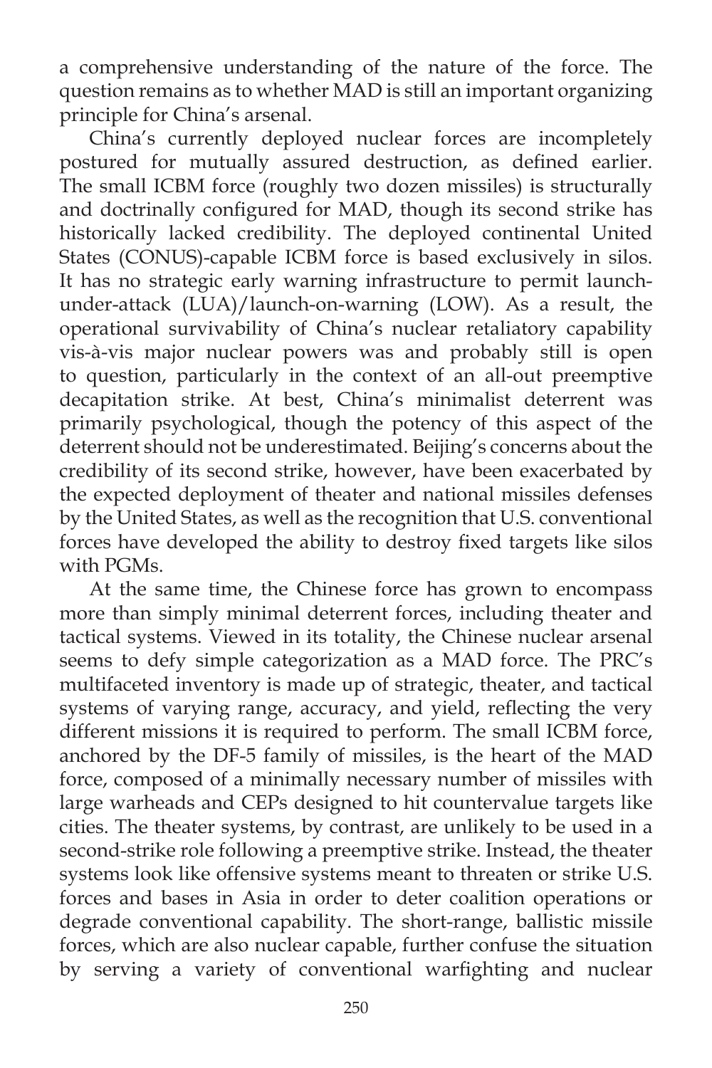a comprehensive understanding of the nature of the force. The question remains as to whether MAD is still an important organizing principle for China's arsenal.

China's currently deployed nuclear forces are incompletely postured for mutually assured destruction, as defined earlier. The small ICBM force (roughly two dozen missiles) is structurally and doctrinally configured for MAD, though its second strike has historically lacked credibility. The deployed continental United States (CONUS)-capable ICBM force is based exclusively in silos. It has no strategic early warning infrastructure to permit launch-under-attack (LUA)/launch-on-warning (LOW). As a result, the operational survivability of China's nuclear retaliatory capability vis-à-vis major nuclear powers was and probably still is open to question, particularly in the context of an all-out preemptive decapitation strike. At best, China's minimalist deterrent was primarily psychological, though the potency of this aspect of the deterrent should not be underestimated. Beijing's concerns about the credibility of its second strike, however, have been exacerbated by the expected deployment of theater and national missiles defenses by the United States, as well as the recognition that U.S. conventional forces have developed the ability to destroy fixed targets like silos with PGMs.

At the same time, the Chinese force has grown to encompass more than simply minimal deterrent forces, including theater and tactical systems. Viewed in its totality, the Chinese nuclear arsenal seems to defy simple categorization as a MAD force. The PRC's multifaceted inventory is made up of strategic, theater, and tactical systems of varying range, accuracy, and yield, reflecting the very different missions it is required to perform. The small ICBM force, anchored by the DF-5 family of missiles, is the heart of the MAD force, composed of a minimally necessary number of missiles with large warheads and CEPs designed to hit countervalue targets like cities. The theater systems, by contrast, are unlikely to be used in a second-strike role following a preemptive strike. Instead, the theater systems look like offensive systems meant to threaten or strike U.S. forces and bases in Asia in order to deter coalition operations or degrade conventional capability. The short-range, ballistic missile forces, which are also nuclear capable, further confuse the situation by serving a variety of conventional warfighting and nuclear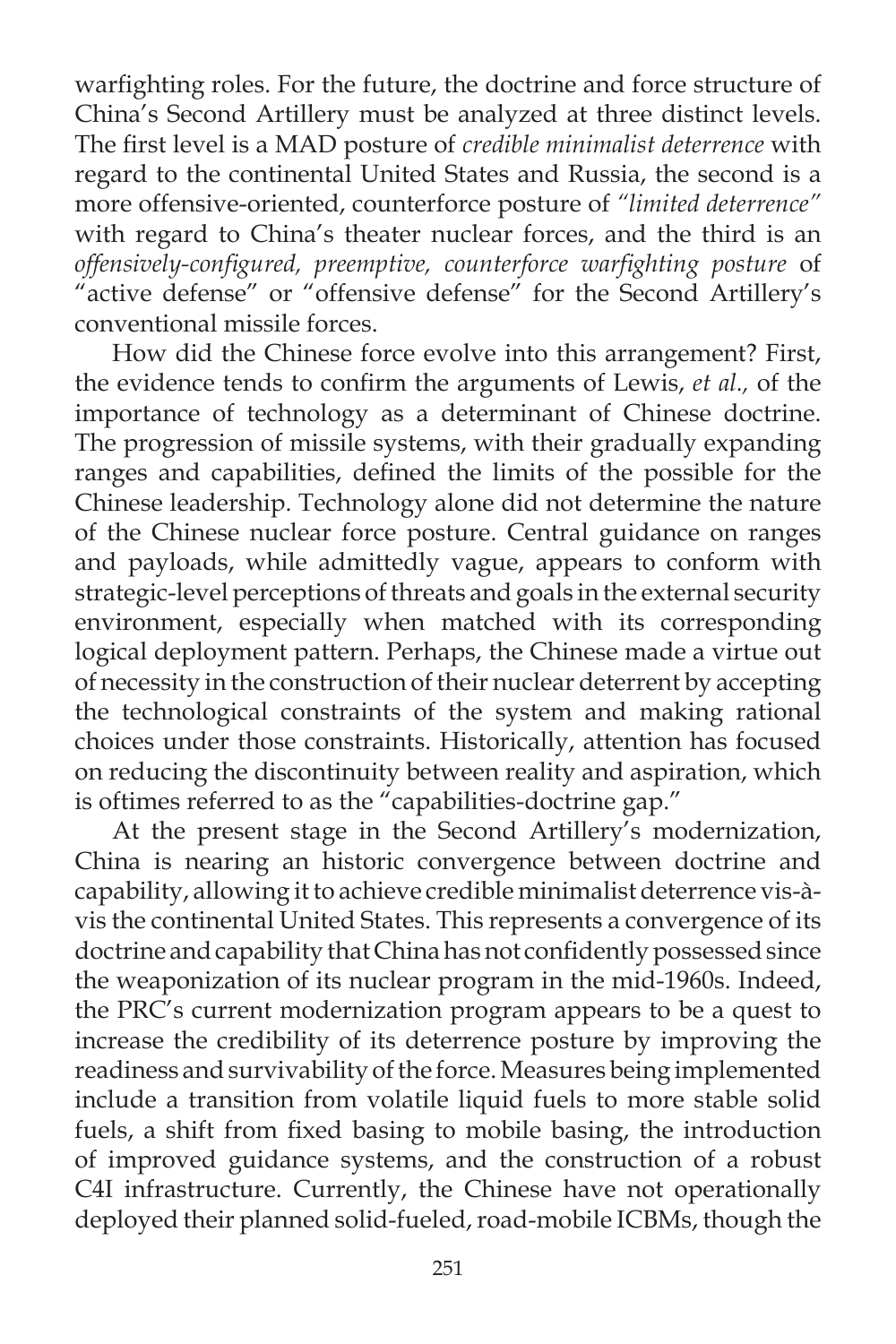warfighting roles. For the future, the doctrine and force structure of China's Second Artillery must be analyzed at three distinct levels. The first level is a MAD posture of *credible minimalist deterrence* with regard to the continental United States and Russia, the second is a more offensive-oriented, counterforce posture of *"limited deterrence"* with regard to China's theater nuclear forces, and the third is an *offensively-configured, preemptive, counterforce warfighting posture* of "active defense" or "offensive defense" for the Second Artillery's conventional missile forces.

How did the Chinese force evolve into this arrangement? First, the evidence tends to confirm the arguments of Lewis, *et al.,* of the importance of technology as a determinant of Chinese doctrine. The progression of missile systems, with their gradually expanding ranges and capabilities, defined the limits of the possible for the Chinese leadership. Technology alone did not determine the nature of the Chinese nuclear force posture. Central guidance on ranges and payloads, while admittedly vague, appears to conform with strategic-level perceptions of threats and goals in the external security environment, especially when matched with its corresponding logical deployment pattern. Perhaps, the Chinese made a virtue out of necessity in the construction of their nuclear deterrent by accepting the technological constraints of the system and making rational choices under those constraints. Historically, attention has focused on reducing the discontinuity between reality and aspiration, which is oftimes referred to as the "capabilities-doctrine gap."

At the present stage in the Second Artillery's modernization, China is nearing an historic convergence between doctrine and capability, allowing it to achieve credible minimalist deterrence vis-à-vis the continental United States. This represents a convergence of its doctrine and capability that China has not confidently possessed since the weaponization of its nuclear program in the mid-1960s. Indeed, the PRC's current modernization program appears to be a quest to increase the credibility of its deterrence posture by improving the readiness and survivability of the force. Measures being implemented include a transition from volatile liquid fuels to more stable solid fuels, a shift from fixed basing to mobile basing, the introduction of improved guidance systems, and the construction of a robust C4I infrastructure. Currently, the Chinese have not operationally deployed their planned solid-fueled, road-mobile ICBMs, though the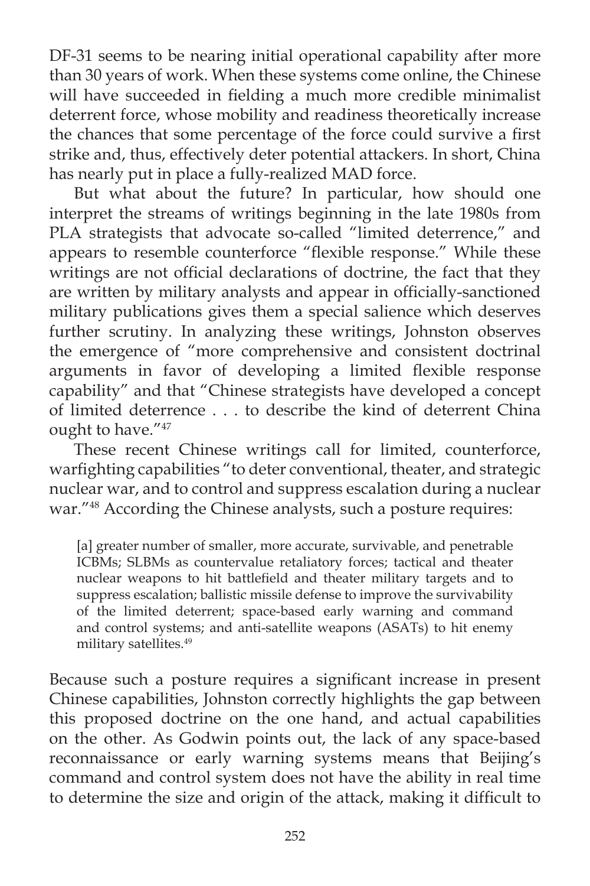DF-31 seems to be nearing initial operational capability after more than 30 years of work. When these systems come online, the Chinese will have succeeded in fielding a much more credible minimalist deterrent force, whose mobility and readiness theoretically increase the chances that some percentage of the force could survive a first strike and, thus, effectively deter potential attackers. In short, China has nearly put in place a fully-realized MAD force.

But what about the future? In particular, how should one interpret the streams of writings beginning in the late 1980s from PLA strategists that advocate so-called "limited deterrence," and appears to resemble counterforce "flexible response." While these writings are not official declarations of doctrine, the fact that they are written by military analysts and appear in officially-sanctioned military publications gives them a special salience which deserves further scrutiny. In analyzing these writings, Johnston observes the emergence of "more comprehensive and consistent doctrinal arguments in favor of developing a limited flexible response capability" and that "Chinese strategists have developed a concept of limited deterrence . . . to describe the kind of deterrent China ought to have."[47]

These recent Chinese writings call for limited, counterforce, warfighting capabilities "to deter conventional, theater, and strategic nuclear war, and to control and suppress escalation during a nuclear war."[48] According the Chinese analysts, such a posture requires:

> [a] greater number of smaller, more accurate, survivable, and penetrable ICBMs; SLBMs as countervalue retaliatory forces; tactical and theater nuclear weapons to hit battlefield and theater military targets and to suppress escalation; ballistic missile defense to improve the survivability of the limited deterrent; space-based early warning and command and control systems; and anti-satellite weapons (ASATs) to hit enemy military satellites.[49]

Because such a posture requires a significant increase in present Chinese capabilities, Johnston correctly highlights the gap between this proposed doctrine on the one hand, and actual capabilities on the other. As Godwin points out, the lack of any space-based reconnaissance or early warning systems means that Beijing's command and control system does not have the ability in real time to determine the size and origin of the attack, making it difficult to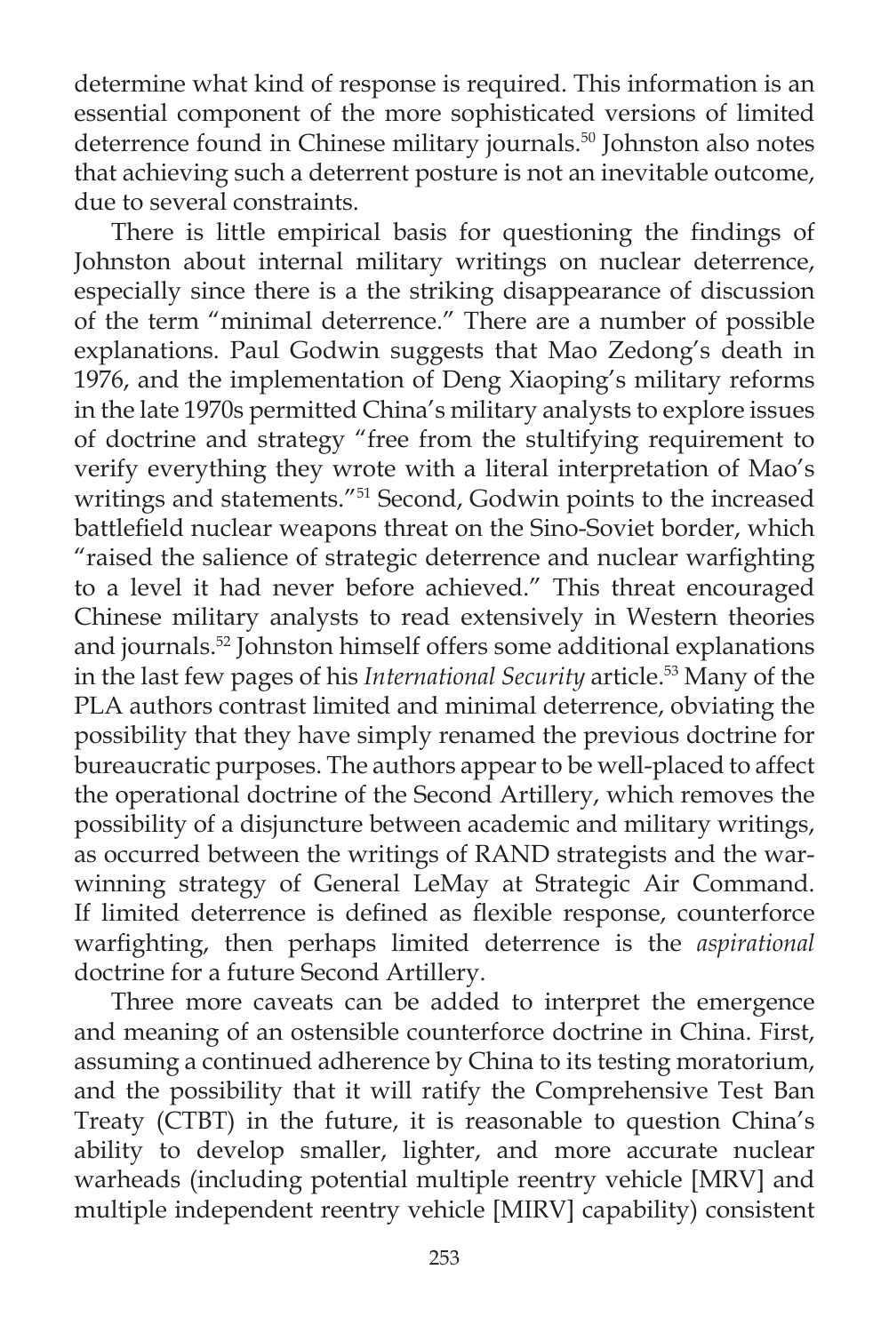determine what kind of response is required. This information is an essential component of the more sophisticated versions of limited deterrence found in Chinese military journals.[50] Johnston also notes that achieving such a deterrent posture is not an inevitable outcome, due to several constraints.

There is little empirical basis for questioning the findings of Johnston about internal military writings on nuclear deterrence, especially since there is a the striking disappearance of discussion of the term "minimal deterrence." There are a number of possible explanations. Paul Godwin suggests that Mao Zedong's death in 1976, and the implementation of Deng Xiaoping's military reforms in the late 1970s permitted China's military analysts to explore issues of doctrine and strategy "free from the stultifying requirement to verify everything they wrote with a literal interpretation of Mao's writings and statements."[51] Second, Godwin points to the increased battlefield nuclear weapons threat on the Sino-Soviet border, which "raised the salience of strategic deterrence and nuclear warfighting to a level it had never before achieved." This threat encouraged Chinese military analysts to read extensively in Western theories and journals.[52] Johnston himself offers some additional explanations in the last few pages of his *International Security* article.[53] Many of the PLA authors contrast limited and minimal deterrence, obviating the possibility that they have simply renamed the previous doctrine for bureaucratic purposes. The authors appear to be well-placed to affect the operational doctrine of the Second Artillery, which removes the possibility of a disjuncture between academic and military writings, as occurred between the writings of RAND strategists and the war-winning strategy of General LeMay at Strategic Air Command. If limited deterrence is defined as flexible response, counterforce warfighting, then perhaps limited deterrence is the *aspirational* doctrine for a future Second Artillery.

Three more caveats can be added to interpret the emergence and meaning of an ostensible counterforce doctrine in China. First, assuming a continued adherence by China to its testing moratorium, and the possibility that it will ratify the Comprehensive Test Ban Treaty (CTBT) in the future, it is reasonable to question China's ability to develop smaller, lighter, and more accurate nuclear warheads (including potential multiple reentry vehicle [MRV] and multiple independent reentry vehicle [MIRV] capability) consistent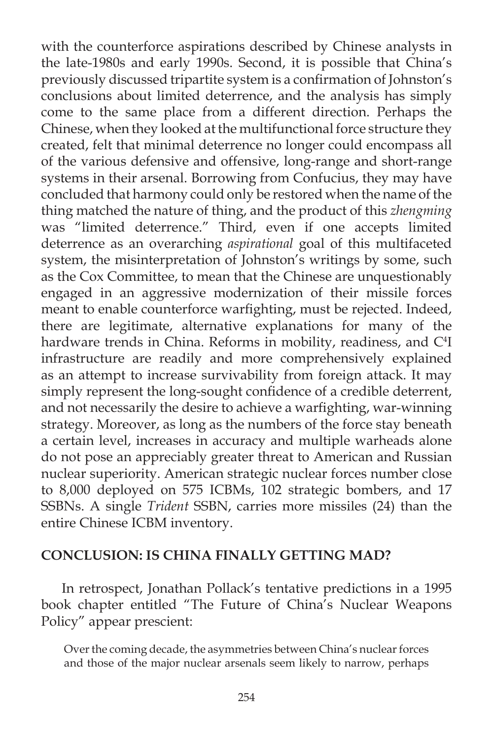with the counterforce aspirations described by Chinese analysts in the late-1980s and early 1990s. Second, it is possible that China's previously discussed tripartite system is a confirmation of Johnston's conclusions about limited deterrence, and the analysis has simply come to the same place from a different direction. Perhaps the Chinese, when they looked at the multifunctional force structure they created, felt that minimal deterrence no longer could encompass all of the various defensive and offensive, long-range and short-range systems in their arsenal. Borrowing from Confucius, they may have concluded that harmony could only be restored when the name of the thing matched the nature of thing, and the product of this *zhengming* was "limited deterrence." Third, even if one accepts limited deterrence as an overarching *aspirational* goal of this multifaceted system, the misinterpretation of Johnston's writings by some, such as the Cox Committee, to mean that the Chinese are unquestionably engaged in an aggressive modernization of their missile forces meant to enable counterforce warfighting, must be rejected. Indeed, there are legitimate, alternative explanations for many of the hardware trends in China. Reforms in mobility, readiness, and $C^4I$ infrastructure are readily and more comprehensively explained as an attempt to increase survivability from foreign attack. It may simply represent the long-sought confidence of a credible deterrent, and not necessarily the desire to achieve a warfighting, war-winning strategy. Moreover, as long as the numbers of the force stay beneath a certain level, increases in accuracy and multiple warheads alone do not pose an appreciably greater threat to American and Russian nuclear superiority. American strategic nuclear forces number close to 8,000 deployed on 575 ICBMs, 102 strategic bombers, and 17 SSBNs. A single *Trident* SSBN, carries more missiles (24) than the entire Chinese ICBM inventory.

## CONCLUSION: IS CHINA FINALLY GETTING MAD?

In retrospect, Jonathan Pollack's tentative predictions in a 1995 book chapter entitled "The Future of China's Nuclear Weapons Policy" appear prescient:

> Over the coming decade, the asymmetries between China's nuclear forces and those of the major nuclear arsenals seem likely to narrow, perhaps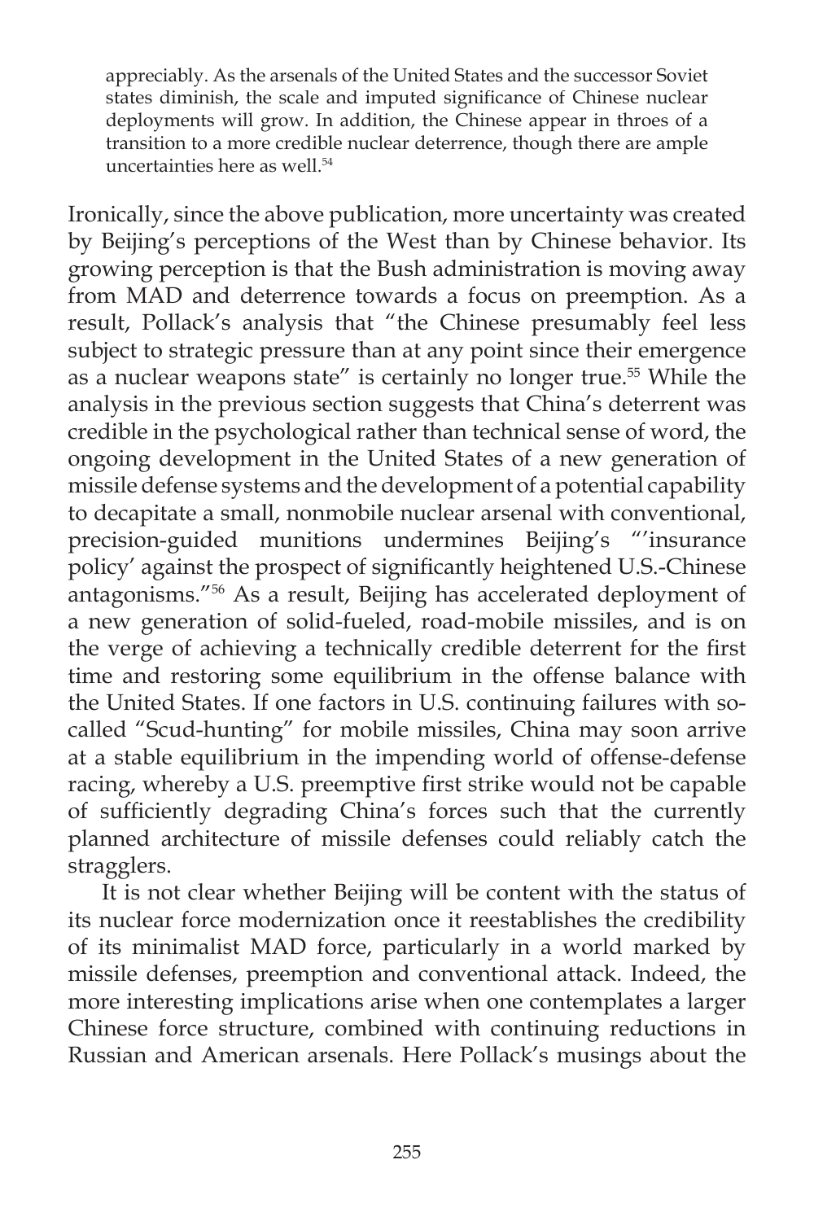> appreciably. As the arsenals of the United States and the successor Soviet states diminish, the scale and imputed significance of Chinese nuclear deployments will grow. In addition, the Chinese appear in throes of a transition to a more credible nuclear deterrence, though there are ample uncertainties here as well.[54]

Ironically, since the above publication, more uncertainty was created by Beijing's perceptions of the West than by Chinese behavior. Its growing perception is that the Bush administration is moving away from MAD and deterrence towards a focus on preemption. As a result, Pollack's analysis that "the Chinese presumably feel less subject to strategic pressure than at any point since their emergence as a nuclear weapons state" is certainly no longer true.[55] While the analysis in the previous section suggests that China's deterrent was credible in the psychological rather than technical sense of word, the ongoing development in the United States of a new generation of missile defense systems and the development of a potential capability to decapitate a small, nonmobile nuclear arsenal with conventional, precision-guided munitions undermines Beijing's "'insurance policy' against the prospect of significantly heightened U.S.-Chinese antagonisms."[56] As a result, Beijing has accelerated deployment of a new generation of solid-fueled, road-mobile missiles, and is on the verge of achieving a technically credible deterrent for the first time and restoring some equilibrium in the offense balance with the United States. If one factors in U.S. continuing failures with so-called "Scud-hunting" for mobile missiles, China may soon arrive at a stable equilibrium in the impending world of offense-defense racing, whereby a U.S. preemptive first strike would not be capable of sufficiently degrading China's forces such that the currently planned architecture of missile defenses could reliably catch the stragglers.

It is not clear whether Beijing will be content with the status of its nuclear force modernization once it reestablishes the credibility of its minimalist MAD force, particularly in a world marked by missile defenses, preemption and conventional attack. Indeed, the more interesting implications arise when one contemplates a larger Chinese force structure, combined with continuing reductions in Russian and American arsenals. Here Pollack's musings about the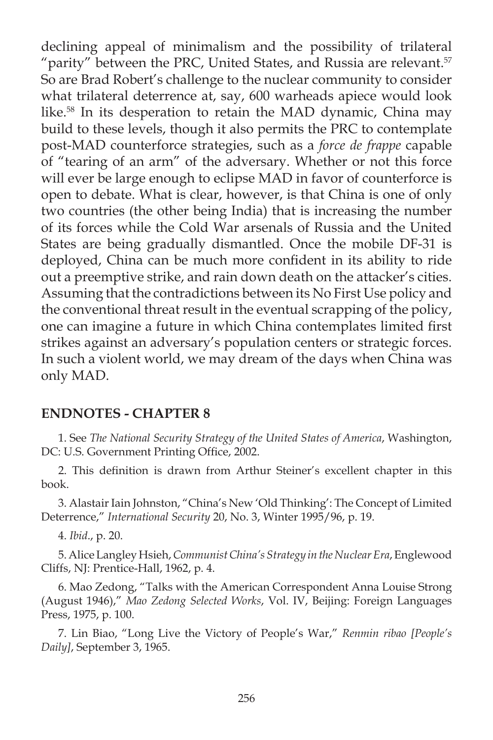declining appeal of minimalism and the possibility of trilateral "parity" between the PRC, United States, and Russia are relevant.[57] So are Brad Robert's challenge to the nuclear community to consider what trilateral deterrence at, say, 600 warheads apiece would look like.[58] In its desperation to retain the MAD dynamic, China may build to these levels, though it also permits the PRC to contemplate post-MAD counterforce strategies, such as a *force de frappe* capable of "tearing of an arm" of the adversary. Whether or not this force will ever be large enough to eclipse MAD in favor of counterforce is open to debate. What is clear, however, is that China is one of only two countries (the other being India) that is increasing the number of its forces while the Cold War arsenals of Russia and the United States are being gradually dismantled. Once the mobile DF-31 is deployed, China can be much more confident in its ability to ride out a preemptive strike, and rain down death on the attacker's cities. Assuming that the contradictions between its No First Use policy and the conventional threat result in the eventual scrapping of the policy, one can imagine a future in which China contemplates limited first strikes against an adversary's population centers or strategic forces. In such a violent world, we may dream of the days when China was only MAD.

## ENDNOTES - CHAPTER 8

1. See *The National Security Strategy of the United States of America*, Washington, DC: U.S. Government Printing Office, 2002.

2. This definition is drawn from Arthur Steiner's excellent chapter in this book.

3. Alastair Iain Johnston, "China's New 'Old Thinking': The Concept of Limited Deterrence," *International Security* 20, No. 3, Winter 1995/96, p. 19.

4. *Ibid*., p. 20.

5. Alice Langley Hsieh, *Communist China's Strategy in the Nuclear Era*, Englewood Cliffs, NJ: Prentice-Hall, 1962, p. 4.

6. Mao Zedong, "Talks with the American Correspondent Anna Louise Strong (August 1946)," *Mao Zedong Selected Works*, Vol. IV, Beijing: Foreign Languages Press, 1975, p. 100.

7. Lin Biao, "Long Live the Victory of People's War," *Renmin ribao [People's Daily]*, September 3, 1965.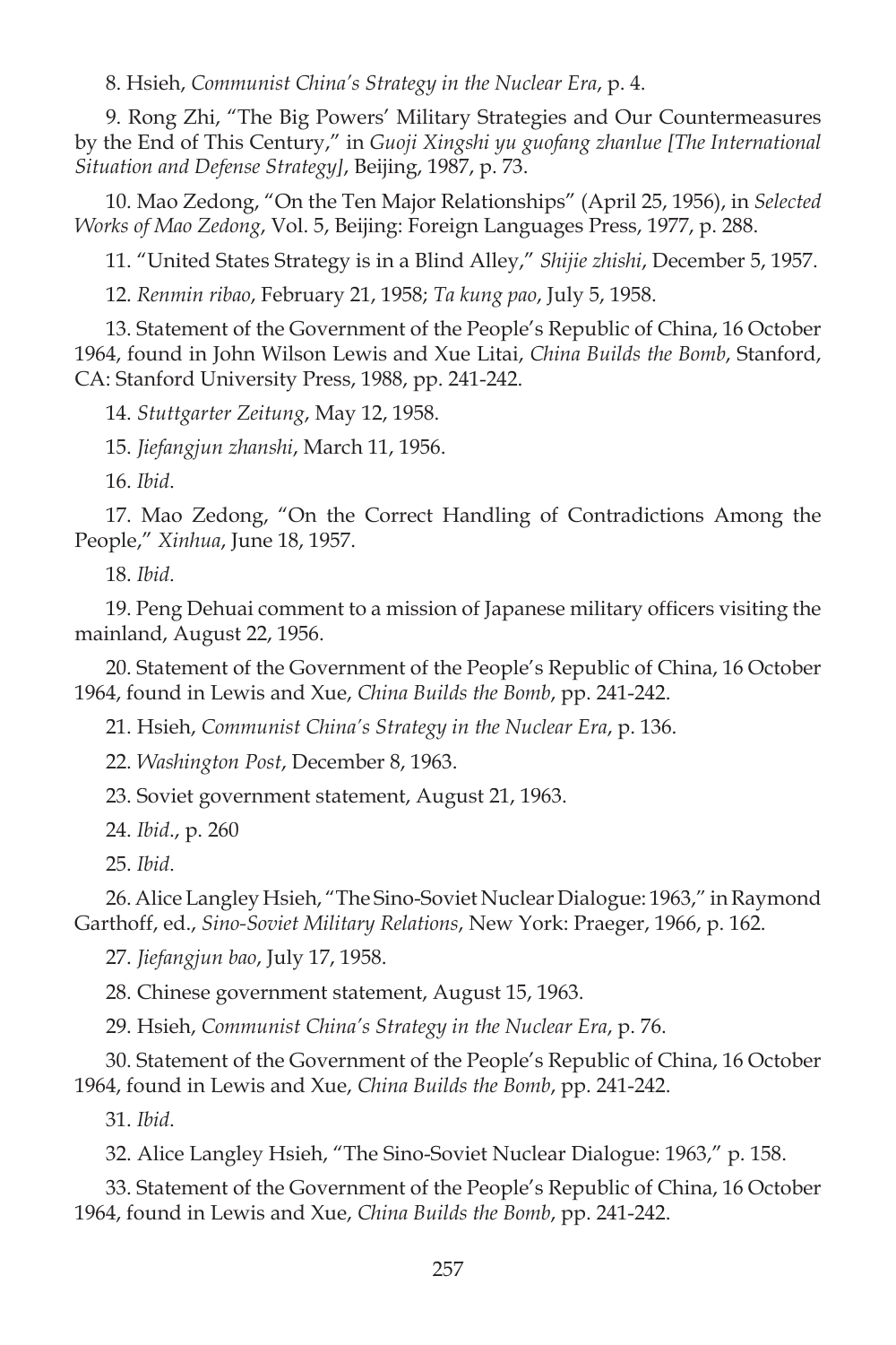8. Hsieh, *Communist China's Strategy in the Nuclear Era*, p. 4.

9. Rong Zhi, "The Big Powers' Military Strategies and Our Countermeasures by the End of This Century," in *Guoji Xingshi yu guofang zhanlue [The International Situation and Defense Strategy]*, Beijing, 1987, p. 73.

10. Mao Zedong, "On the Ten Major Relationships" (April 25, 1956), in *Selected Works of Mao Zedong*, Vol. 5, Beijing: Foreign Languages Press, 1977, p. 288.

11. "United States Strategy is in a Blind Alley," *Shijie zhishi*, December 5, 1957.

12. *Renmin ribao*, February 21, 1958; *Ta kung pao*, July 5, 1958.

13. Statement of the Government of the People's Republic of China, 16 October 1964, found in John Wilson Lewis and Xue Litai, *China Builds the Bomb*, Stanford, CA: Stanford University Press, 1988, pp. 241-242.

14. *Stuttgarter Zeitung*, May 12, 1958.

15. *Jiefangjun zhanshi*, March 11, 1956.

16. *Ibid*.

17. Mao Zedong, "On the Correct Handling of Contradictions Among the People," *Xinhua*, June 18, 1957.

18. *Ibid*.

19. Peng Dehuai comment to a mission of Japanese military officers visiting the mainland, August 22, 1956.

20. Statement of the Government of the People's Republic of China, 16 October 1964, found in Lewis and Xue, *China Builds the Bomb*, pp. 241-242.

21. Hsieh, *Communist China's Strategy in the Nuclear Era*, p. 136.

22. *Washington Post*, December 8, 1963.

23. Soviet government statement, August 21, 1963.

24. *Ibid*., p. 260

25. *Ibid*.

26. Alice Langley Hsieh, "The Sino-Soviet Nuclear Dialogue: 1963," in Raymond Garthoff, ed., *Sino-Soviet Military Relations*, New York: Praeger, 1966, p. 162.

27. *Jiefangjun bao*, July 17, 1958.

28. Chinese government statement, August 15, 1963.

29. Hsieh, *Communist China's Strategy in the Nuclear Era*, p. 76.

30. Statement of the Government of the People's Republic of China, 16 October 1964, found in Lewis and Xue, *China Builds the Bomb*, pp. 241-242.

31. *Ibid*.

32. Alice Langley Hsieh, "The Sino-Soviet Nuclear Dialogue: 1963," p. 158.

33. Statement of the Government of the People's Republic of China, 16 October 1964, found in Lewis and Xue, *China Builds the Bomb*, pp. 241-242.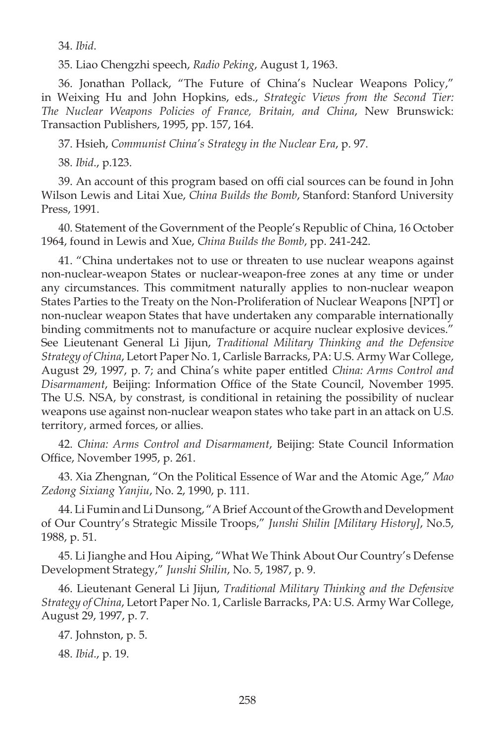34. *Ibid*.

35. Liao Chengzhi speech, *Radio Peking*, August 1, 1963.

36. Jonathan Pollack, "The Future of China's Nuclear Weapons Policy," in Weixing Hu and John Hopkins, eds., *Strategic Views from the Second Tier: The Nuclear Weapons Policies of France, Britain, and China*, New Brunswick: Transaction Publishers, 1995, pp. 157, 164.

37. Hsieh, *Communist China's Strategy in the Nuclear Era*, p. 97.

38. *Ibid*., p.123.

39. An account of this program based on offi cial sources can be found in John Wilson Lewis and Litai Xue, *China Builds the Bomb*, Stanford: Stanford University Press, 1991.

40. Statement of the Government of the People's Republic of China, 16 October 1964, found in Lewis and Xue, *China Builds the Bomb*, pp. 241-242.

41. "China undertakes not to use or threaten to use nuclear weapons against non-nuclear-weapon States or nuclear-weapon-free zones at any time or under any circumstances. This commitment naturally applies to non-nuclear weapon States Parties to the Treaty on the Non-Proliferation of Nuclear Weapons [NPT] or non-nuclear weapon States that have undertaken any comparable internationally binding commitments not to manufacture or acquire nuclear explosive devices." See Lieutenant General Li Jijun, *Traditional Military Thinking and the Defensive Strategy of China*, Letort Paper No. 1, Carlisle Barracks, PA: U.S. Army War College, August 29, 1997, p. 7; and China's white paper entitled *China: Arms Control and Disarmament*, Beijing: Information Office of the State Council, November 1995. The U.S. NSA, by constrast, is conditional in retaining the possibility of nuclear weapons use against non-nuclear weapon states who take part in an attack on U.S. territory, armed forces, or allies.

42. *China: Arms Control and Disarmament*, Beijing: State Council Information Office, November 1995, p. 261.

43. Xia Zhengnan, "On the Political Essence of War and the Atomic Age," *Mao Zedong Sixiang Yanjiu*, No. 2, 1990, p. 111.

44. Li Fumin and Li Dunsong, "A Brief Account of the Growth and Development of Our Country's Strategic Missile Troops," *Junshi Shilin [Military History]*, No.5, 1988, p. 51.

45. Li Jianghe and Hou Aiping, "What We Think About Our Country's Defense Development Strategy," *Junshi Shilin*, No. 5, 1987, p. 9.

46. Lieutenant General Li Jijun, *Traditional Military Thinking and the Defensive Strategy of China*, Letort Paper No. 1, Carlisle Barracks, PA: U.S. Army War College, August 29, 1997, p. 7.

47. Johnston, p. 5.

48. *Ibid*., p. 19.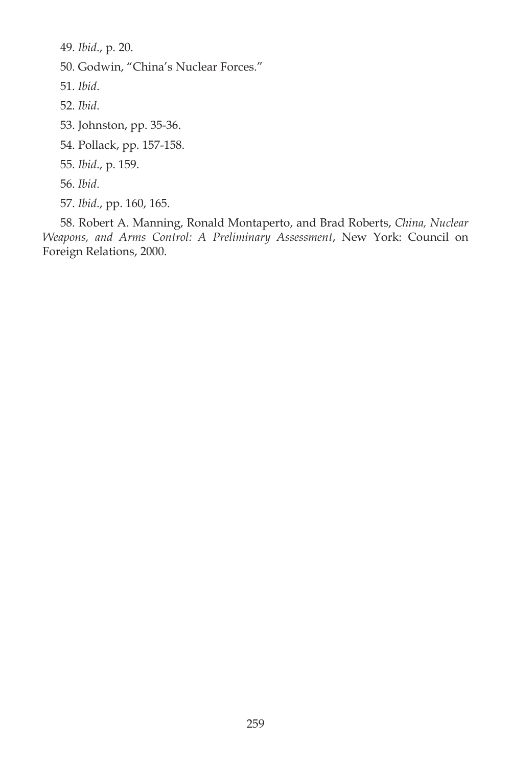49. *Ibid*., p. 20.

50. Godwin, "China's Nuclear Forces."

51. *Ibid*.

52. *Ibid*.

53. Johnston, pp. 35-36.

54. Pollack, pp. 157-158.

55. *Ibid*., p. 159.

56. *Ibid*.

57. *Ibid*., pp. 160, 165.

58. Robert A. Manning, Ronald Montaperto, and Brad Roberts, *China, Nuclear Weapons, and Arms Control: A Preliminary Assessment*, New York: Council on Foreign Relations, 2000.